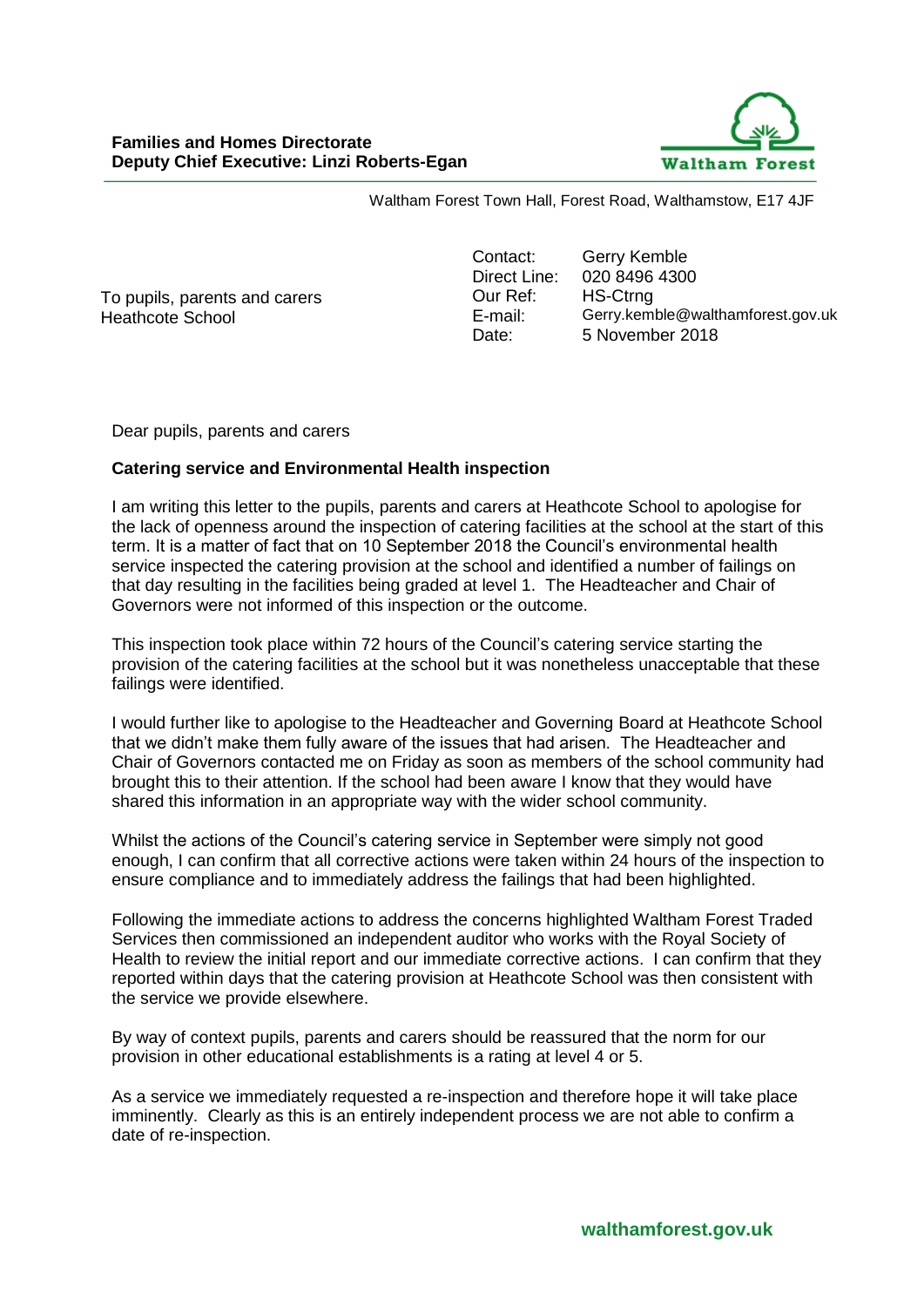**Families and Homes Directorate**
**Deputy Chief Executive: Linzi Roberts-Egan**

Waltham Forest Town Hall, Forest Road, Walthamstow, E17 4JF

To pupils, parents and carers
Heathcote School

Contact: Gerry Kemble
Direct Line: 020 8496 4300
Our Ref: HS-Ctrng
E-mail: Gerry.kemble@walthamforest.gov.uk
Date: 5 November 2018

Dear pupils, parents and carers

**Catering service and Environmental Health inspection**

I am writing this letter to the pupils, parents and carers at Heathcote School to apologise for the lack of openness around the inspection of catering facilities at the school at the start of this term. It is a matter of fact that on 10 September 2018 the Council's environmental health service inspected the catering provision at the school and identified a number of failings on that day resulting in the facilities being graded at level 1. The Headteacher and Chair of Governors were not informed of this inspection or the outcome.

This inspection took place within 72 hours of the Council's catering service starting the provision of the catering facilities at the school but it was nonetheless unacceptable that these failings were identified.

I would further like to apologise to the Headteacher and Governing Board at Heathcote School that we didn't make them fully aware of the issues that had arisen. The Headteacher and Chair of Governors contacted me on Friday as soon as members of the school community had brought this to their attention. If the school had been aware I know that they would have shared this information in an appropriate way with the wider school community.

Whilst the actions of the Council's catering service in September were simply not good enough, I can confirm that all corrective actions were taken within 24 hours of the inspection to ensure compliance and to immediately address the failings that had been highlighted.

Following the immediate actions to address the concerns highlighted Waltham Forest Traded Services then commissioned an independent auditor who works with the Royal Society of Health to review the initial report and our immediate corrective actions. I can confirm that they reported within days that the catering provision at Heathcote School was then consistent with the service we provide elsewhere.

By way of context pupils, parents and carers should be reassured that the norm for our provision in other educational establishments is a rating at level 4 or 5.

As a service we immediately requested a re-inspection and therefore hope it will take place imminently. Clearly as this is an entirely independent process we are not able to confirm a date of re-inspection.

**walthamforest.gov.uk**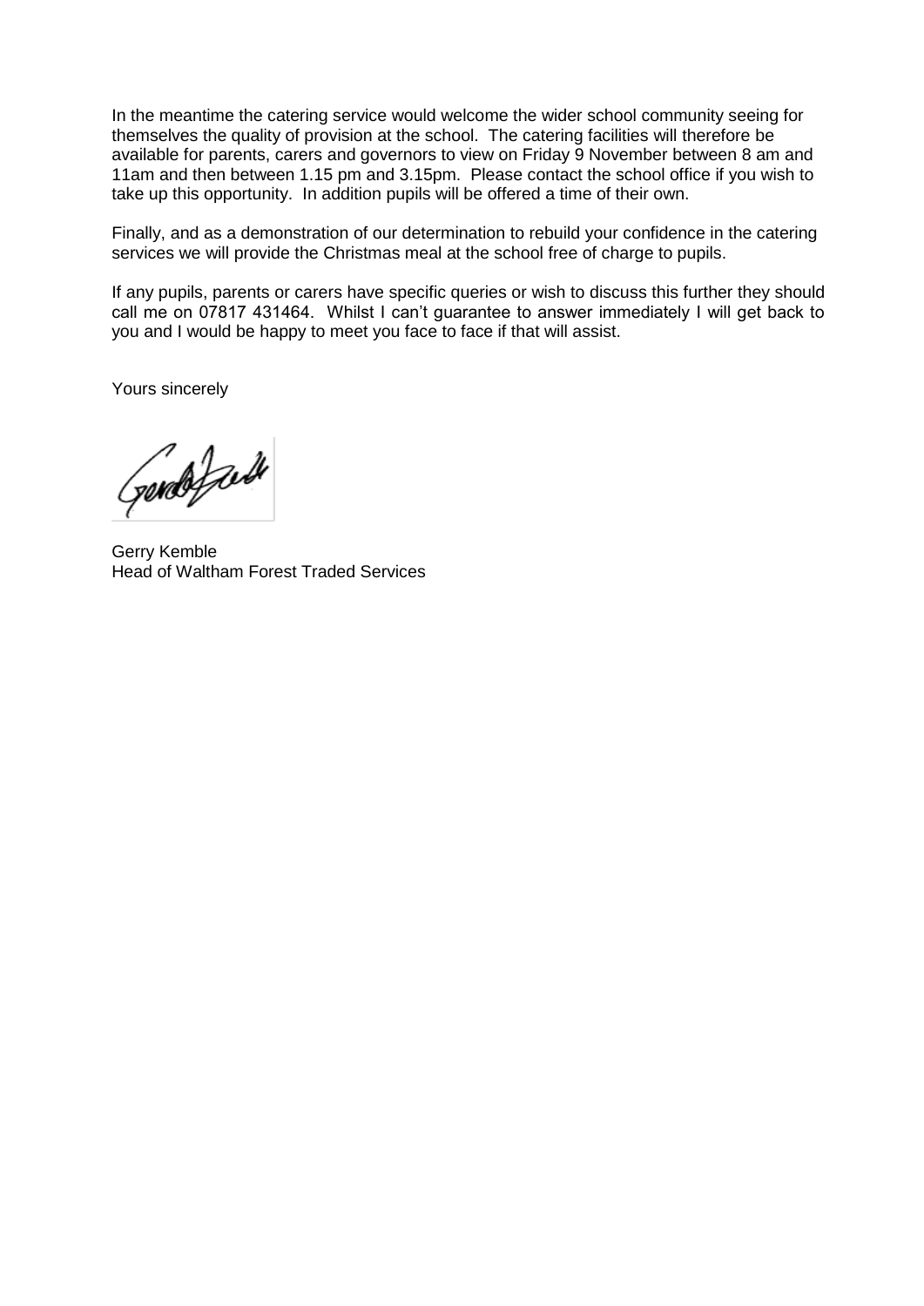In the meantime the catering service would welcome the wider school community seeing for themselves the quality of provision at the school. The catering facilities will therefore be available for parents, carers and governors to view on Friday 9 November between 8 am and 11am and then between 1.15 pm and 3.15pm. Please contact the school office if you wish to take up this opportunity. In addition pupils will be offered a time of their own.

Finally, and as a demonstration of our determination to rebuild your confidence in the catering services we will provide the Christmas meal at the school free of charge to pupils.

If any pupils, parents or carers have specific queries or wish to discuss this further they should call me on 07817 431464. Whilst I can't guarantee to answer immediately I will get back to you and I would be happy to meet you face to face if that will assist.

Yours sincerely

Gerry Kemble
Head of Waltham Forest Traded Services